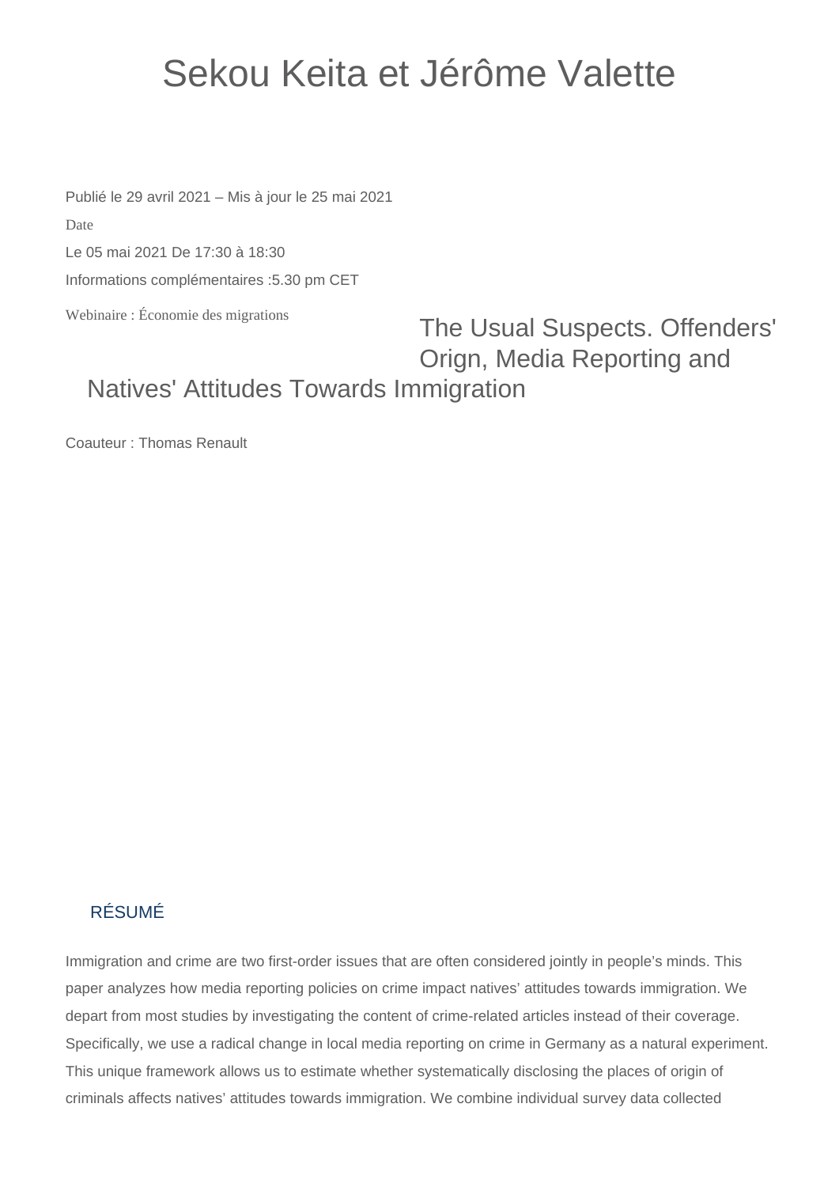# Sekou Keita et Jérôme Valette

Publié le 29 avril 2021 – Mis à jour le 25 mai 2021

Date

Le 05 mai 2021 De 17:30 à 18:30

Informations complémentaires :5.30 pm CET

Webinaire : Économie des migrations

## The Usual Suspects. Offenders' Orign, Media Reporting and Natives' Attitudes Towards Immigration

Coauteur : Thomas Renault

### RÉSUMÉ

Immigration and crime are two first-order issues that are often considered jointly in people's minds. This paper analyzes how media reporting policies on crime impact natives' attitudes towards immigration. We depart from most studies by investigating the content of crime-related articles instead of their coverage. Specifically, we use a radical change in local media reporting on crime in Germany as a natural experiment. This unique framework allows us to estimate whether systematically disclosing the places of origin of criminals affects natives' attitudes towards immigration. We combine individual survey data collected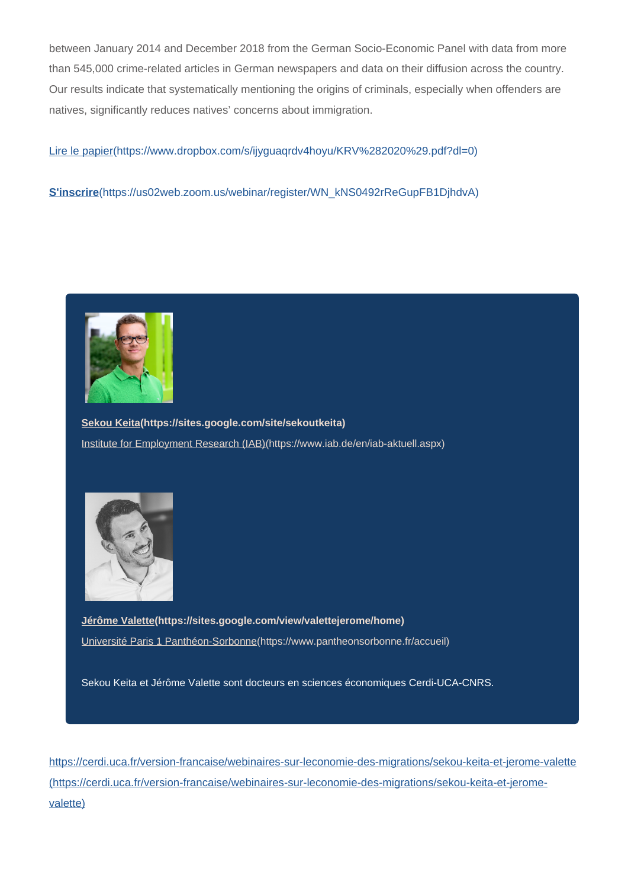between January 2014 and December 2018 from the German Socio-Economic Panel with data from more than 545,000 crime-related articles in German newspapers and data on their diffusion across the country. Our results indicate that systematically mentioning the origins of criminals, especially when offenders are natives, significantly reduces natives' concerns about immigration.

Lire le papier(https://www.dropbox.com/s/ijyguaqrdv4hoyu/KRV%282020%29.pdf?dl=0)

**S'inscrire**(https://us02web.zoom.us/webinar/register/WN_kNS0492rReGupFB1DjhdvA)

**Sekou Keita(https://sites.google.com/site/sekoutkeita)**

Institute for Employment Research (IAB)(https://www.iab.de/en/iab-aktuell.aspx)

**Jérôme Valette(https://sites.google.com/view/valettejerome/home)**

Université Paris 1 Panthéon-Sorbonne(https://www.pantheonsorbonne.fr/accueil)

Sekou Keita et Jérôme Valette sont docteurs en sciences économiques Cerdi-UCA-CNRS.

https://cerdi.uca.fr/version-francaise/webinaires-sur-leconomie-des-migrations/sekou-keita-et-jerome-valette (https://cerdi.uca.fr/version-francaise/webinaires-sur-leconomie-des-migrations/sekou-keita-et-jerome-valette)